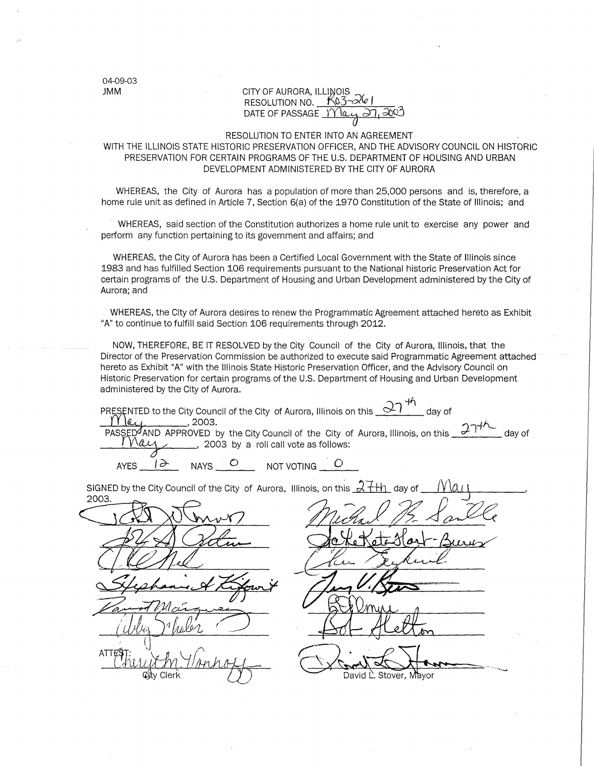04-09-03
JMM

CITY OF AURORA, ILLINOIS
RESOLUTION NO. R03-261
DATE OF PASSAGE May 27, 2003

RESOLUTION TO ENTER INTO AN AGREEMENT
WITH THE ILLINOIS STATE HISTORIC PRESERVATION OFFICER, AND THE ADVISORY COUNCIL ON HISTORIC PRESERVATION FOR CERTAIN PROGRAMS OF THE U.S. DEPARTMENT OF HOUSING AND URBAN DEVELOPMENT ADMINISTERED BY THE CITY OF AURORA

WHEREAS, the City of Aurora has a population of more than 25,000 persons and is, therefore, a home rule unit as defined in Article 7, Section 6(a) of the 1970 Constitution of the State of Illinois; and

WHEREAS, said section of the Constitution authorizes a home rule unit to exercise any power and perform any function pertaining to its government and affairs; and

WHEREAS, the City of Aurora has been a Certified Local Government with the State of Illinois since 1983 and has fulfilled Section 106 requirements pursuant to the National historic Preservation Act for certain programs of the U.S. Department of Housing and Urban Development administered by the City of Aurora; and

WHEREAS, the City of Aurora desires to renew the Programmatic Agreement attached hereto as Exhibit "A" to continue to fulfill said Section 106 requirements through 2012.

NOW, THEREFORE, BE IT RESOLVED by the City Council of the City of Aurora, Illinois, that the Director of the Preservation Commission be authorized to execute said Programmatic Agreement attached hereto as Exhibit "A" with the Illinois State Historic Preservation Officer, and the Advisory Council on Historic Preservation for certain programs of the U.S. Department of Housing and Urban Development administered by the City of Aurora.

PRESENTED to the City Council of the City of Aurora, Illinois on this 27th day of May, 2003.
PASSED AND APPROVED by the City Council of the City of Aurora, Illinois, on this 27th day of May, 2003 by a roll call vote as follows:

AYES 12 NAYS 0 NOT VOTING 0

SIGNED by the City Council of the City of Aurora, Illinois, on this 27th day of May, 2003.

ATTEST:
City Clerk

David L. Stover, Mayor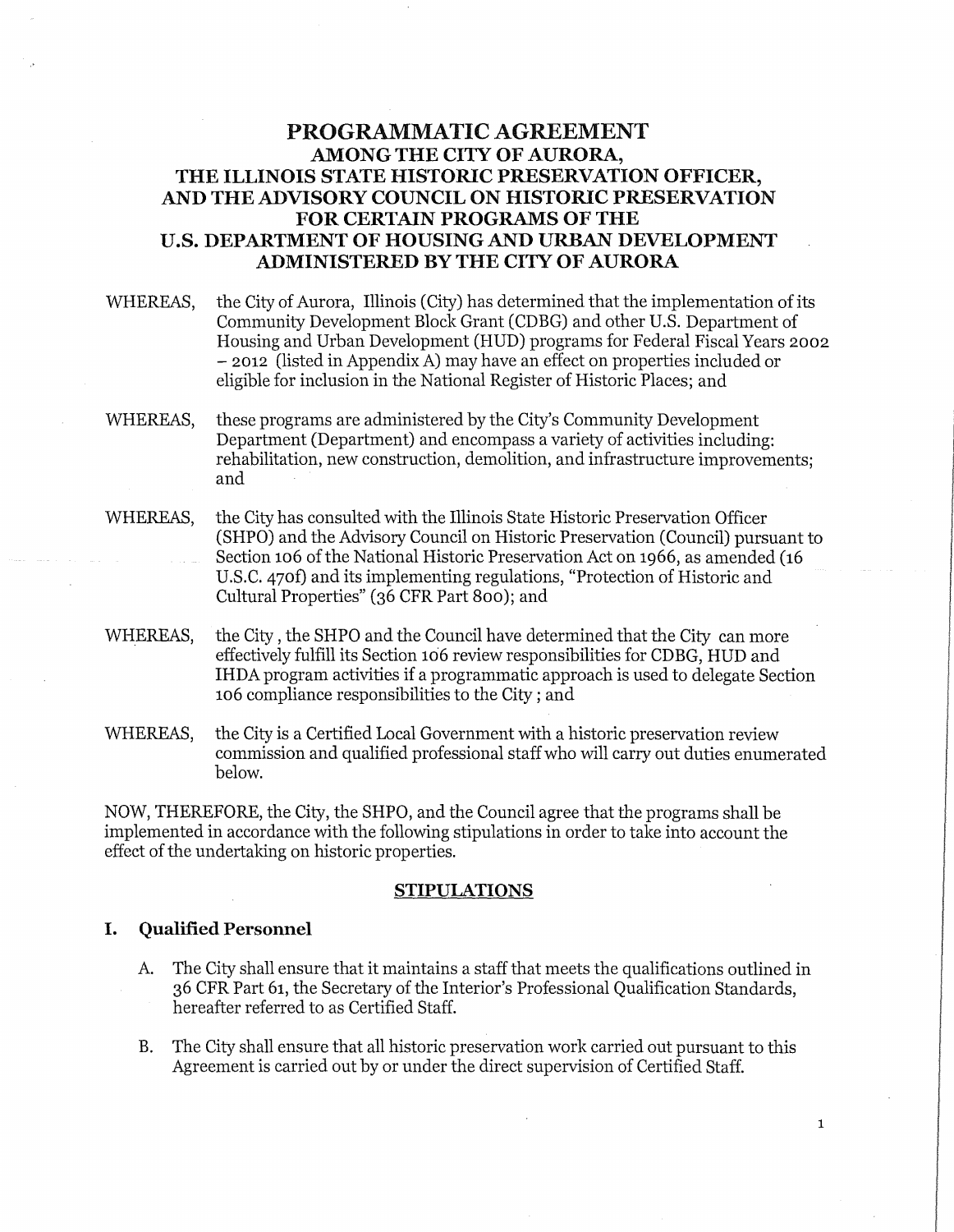# PROGRAMMATIC AGREEMENT
## AMONG THE CITY OF AURORA, THE ILLINOIS STATE HISTORIC PRESERVATION OFFICER, AND THE ADVISORY COUNCIL ON HISTORIC PRESERVATION FOR CERTAIN PROGRAMS OF THE U.S. DEPARTMENT OF HOUSING AND URBAN DEVELOPMENT ADMINISTERED BY THE CITY OF AURORA

WHEREAS, the City of Aurora, Illinois (City) has determined that the implementation of its Community Development Block Grant (CDBG) and other U.S. Department of Housing and Urban Development (HUD) programs for Federal Fiscal Years 2002 – 2012 (listed in Appendix A) may have an effect on properties included or eligible for inclusion in the National Register of Historic Places; and

WHEREAS, these programs are administered by the City's Community Development Department (Department) and encompass a variety of activities including: rehabilitation, new construction, demolition, and infrastructure improvements; and

WHEREAS, the City has consulted with the Illinois State Historic Preservation Officer (SHPO) and the Advisory Council on Historic Preservation (Council) pursuant to Section 106 of the National Historic Preservation Act on 1966, as amended (16 U.S.C. 470f) and its implementing regulations, "Protection of Historic and Cultural Properties" (36 CFR Part 800); and

WHEREAS, the City , the SHPO and the Council have determined that the City can more effectively fulfill its Section 106 review responsibilities for CDBG, HUD and IHDA program activities if a programmatic approach is used to delegate Section 106 compliance responsibilities to the City ; and

WHEREAS, the City is a Certified Local Government with a historic preservation review commission and qualified professional staff who will carry out duties enumerated below.

NOW, THEREFORE, the City, the SHPO, and the Council agree that the programs shall be implemented in accordance with the following stipulations in order to take into account the effect of the undertaking on historic properties.

## STIPULATIONS

### I. Qualified Personnel

A. The City shall ensure that it maintains a staff that meets the qualifications outlined in 36 CFR Part 61, the Secretary of the Interior's Professional Qualification Standards, hereafter referred to as Certified Staff.

B. The City shall ensure that all historic preservation work carried out pursuant to this Agreement is carried out by or under the direct supervision of Certified Staff.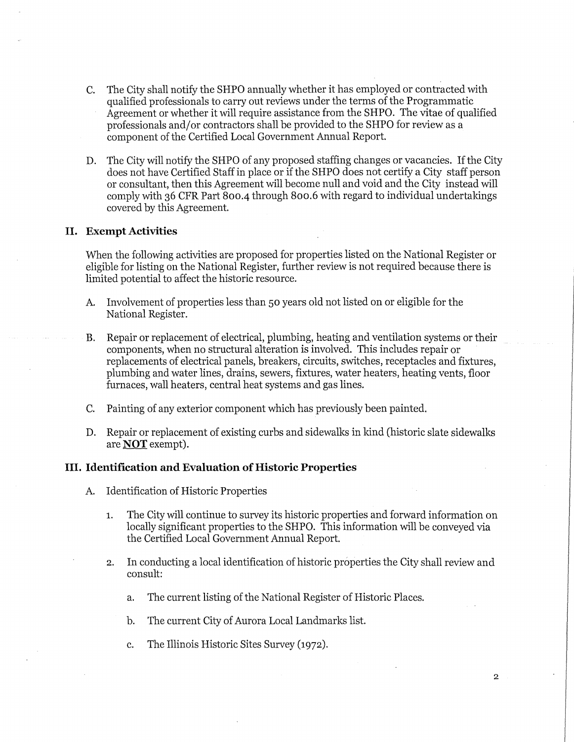C. The City shall notify the SHPO annually whether it has employed or contracted with qualified professionals to carry out reviews under the terms of the Programmatic Agreement or whether it will require assistance from the SHPO. The vitae of qualified professionals and/or contractors shall be provided to the SHPO for review as a component of the Certified Local Government Annual Report.

D. The City will notify the SHPO of any proposed staffing changes or vacancies. If the City does not have Certified Staff in place or if the SHPO does not certify a City staff person or consultant, then this Agreement will become null and void and the City instead will comply with 36 CFR Part 800.4 through 800.6 with regard to individual undertakings covered by this Agreement.

## II. Exempt Activities

When the following activities are proposed for properties listed on the National Register or eligible for listing on the National Register, further review is not required because there is limited potential to affect the historic resource.

A. Involvement of properties less than 50 years old not listed on or eligible for the National Register.

B. Repair or replacement of electrical, plumbing, heating and ventilation systems or their components, when no structural alteration is involved. This includes repair or replacements of electrical panels, breakers, circuits, switches, receptacles and fixtures, plumbing and water lines, drains, sewers, fixtures, water heaters, heating vents, floor furnaces, wall heaters, central heat systems and gas lines.

C. Painting of any exterior component which has previously been painted.

D. Repair or replacement of existing curbs and sidewalks in kind (historic slate sidewalks are **NOT** exempt).

## III. Identification and Evaluation of Historic Properties

A. Identification of Historic Properties

1. The City will continue to survey its historic properties and forward information on locally significant properties to the SHPO. This information will be conveyed via the Certified Local Government Annual Report.

2. In conducting a local identification of historic properties the City shall review and consult:

   a. The current listing of the National Register of Historic Places.

   b. The current City of Aurora Local Landmarks list.

   c. The Illinois Historic Sites Survey (1972).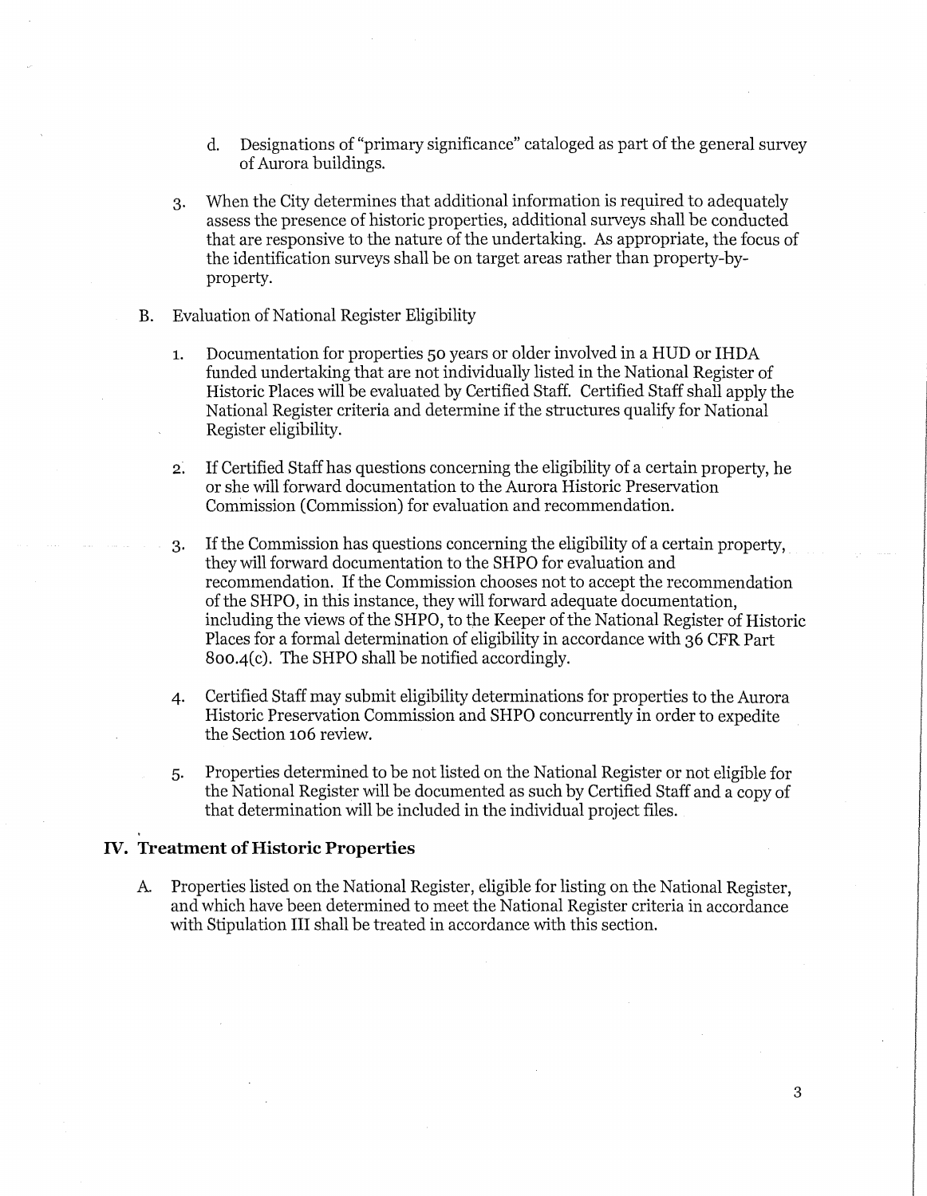d. Designations of "primary significance" cataloged as part of the general survey of Aurora buildings.

3. When the City determines that additional information is required to adequately assess the presence of historic properties, additional surveys shall be conducted that are responsive to the nature of the undertaking. As appropriate, the focus of the identification surveys shall be on target areas rather than property-by-property.

B. Evaluation of National Register Eligibility

1. Documentation for properties 50 years or older involved in a HUD or IHDA funded undertaking that are not individually listed in the National Register of Historic Places will be evaluated by Certified Staff. Certified Staff shall apply the National Register criteria and determine if the structures qualify for National Register eligibility.

2. If Certified Staff has questions concerning the eligibility of a certain property, he or she will forward documentation to the Aurora Historic Preservation Commission (Commission) for evaluation and recommendation.

3. If the Commission has questions concerning the eligibility of a certain property, they will forward documentation to the SHPO for evaluation and recommendation. If the Commission chooses not to accept the recommendation of the SHPO, in this instance, they will forward adequate documentation, including the views of the SHPO, to the Keeper of the National Register of Historic Places for a formal determination of eligibility in accordance with 36 CFR Part 800.4(c). The SHPO shall be notified accordingly.

4. Certified Staff may submit eligibility determinations for properties to the Aurora Historic Preservation Commission and SHPO concurrently in order to expedite the Section 106 review.

5. Properties determined to be not listed on the National Register or not eligible for the National Register will be documented as such by Certified Staff and a copy of that determination will be included in the individual project files.

## IV. Treatment of Historic Properties

A. Properties listed on the National Register, eligible for listing on the National Register, and which have been determined to meet the National Register criteria in accordance with Stipulation III shall be treated in accordance with this section.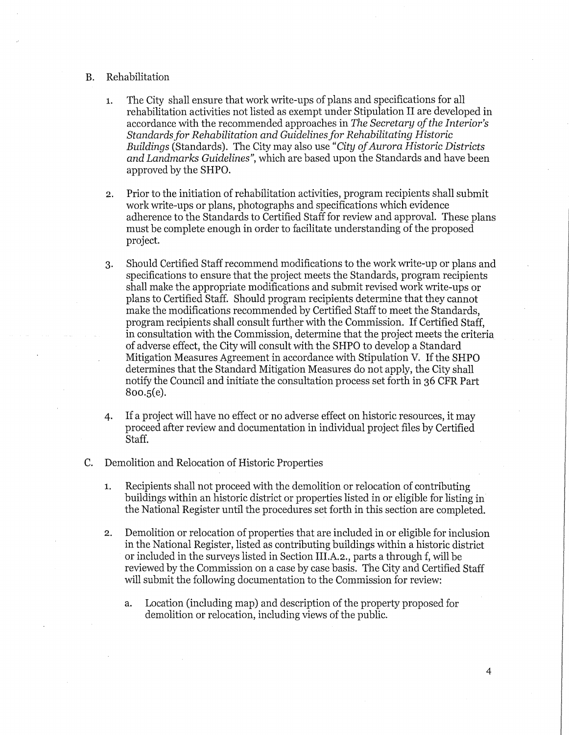B. Rehabilitation

1. The City shall ensure that work write-ups of plans and specifications for all rehabilitation activities not listed as exempt under Stipulation II are developed in accordance with the recommended approaches in *The Secretary of the Interior's Standards for Rehabilitation and Guidelines for Rehabilitating Historic Buildings* (Standards). The City may also use *"City of Aurora Historic Districts and Landmarks Guidelines"*, which are based upon the Standards and have been approved by the SHPO.

2. Prior to the initiation of rehabilitation activities, program recipients shall submit work write-ups or plans, photographs and specifications which evidence adherence to the Standards to Certified Staff for review and approval. These plans must be complete enough in order to facilitate understanding of the proposed project.

3. Should Certified Staff recommend modifications to the work write-up or plans and specifications to ensure that the project meets the Standards, program recipients shall make the appropriate modifications and submit revised work write-ups or plans to Certified Staff. Should program recipients determine that they cannot make the modifications recommended by Certified Staff to meet the Standards, program recipients shall consult further with the Commission. If Certified Staff, in consultation with the Commission, determine that the project meets the criteria of adverse effect, the City will consult with the SHPO to develop a Standard Mitigation Measures Agreement in accordance with Stipulation V. If the SHPO determines that the Standard Mitigation Measures do not apply, the City shall notify the Council and initiate the consultation process set forth in 36 CFR Part 800.5(e).

4. If a project will have no effect or no adverse effect on historic resources, it may proceed after review and documentation in individual project files by Certified Staff.

C. Demolition and Relocation of Historic Properties

1. Recipients shall not proceed with the demolition or relocation of contributing buildings within an historic district or properties listed in or eligible for listing in the National Register until the procedures set forth in this section are completed.

2. Demolition or relocation of properties that are included in or eligible for inclusion in the National Register, listed as contributing buildings within a historic district or included in the surveys listed in Section III.A.2., parts a through f, will be reviewed by the Commission on a case by case basis. The City and Certified Staff will submit the following documentation to the Commission for review:

   a. Location (including map) and description of the property proposed for demolition or relocation, including views of the public.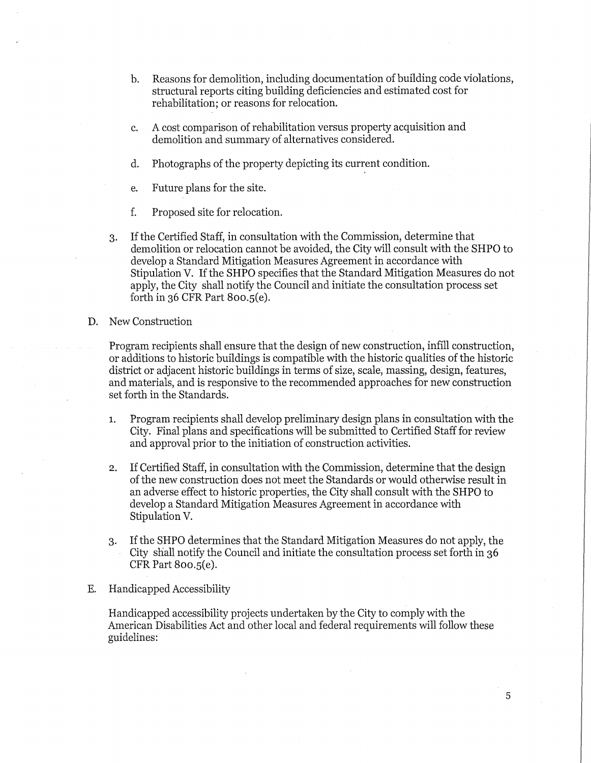b. Reasons for demolition, including documentation of building code violations, structural reports citing building deficiencies and estimated cost for rehabilitation; or reasons for relocation.

c. A cost comparison of rehabilitation versus property acquisition and demolition and summary of alternatives considered.

d. Photographs of the property depicting its current condition.

e. Future plans for the site.

f. Proposed site for relocation.

3. If the Certified Staff, in consultation with the Commission, determine that demolition or relocation cannot be avoided, the City will consult with the SHPO to develop a Standard Mitigation Measures Agreement in accordance with Stipulation V. If the SHPO specifies that the Standard Mitigation Measures do not apply, the City shall notify the Council and initiate the consultation process set forth in 36 CFR Part 800.5(e).

D. New Construction

Program recipients shall ensure that the design of new construction, infill construction, or additions to historic buildings is compatible with the historic qualities of the historic district or adjacent historic buildings in terms of size, scale, massing, design, features, and materials, and is responsive to the recommended approaches for new construction set forth in the Standards.

1. Program recipients shall develop preliminary design plans in consultation with the City. Final plans and specifications will be submitted to Certified Staff for review and approval prior to the initiation of construction activities.

2. If Certified Staff, in consultation with the Commission, determine that the design of the new construction does not meet the Standards or would otherwise result in an adverse effect to historic properties, the City shall consult with the SHPO to develop a Standard Mitigation Measures Agreement in accordance with Stipulation V.

3. If the SHPO determines that the Standard Mitigation Measures do not apply, the City shall notify the Council and initiate the consultation process set forth in 36 CFR Part 800.5(e).

E. Handicapped Accessibility

Handicapped accessibility projects undertaken by the City to comply with the American Disabilities Act and other local and federal requirements will follow these guidelines: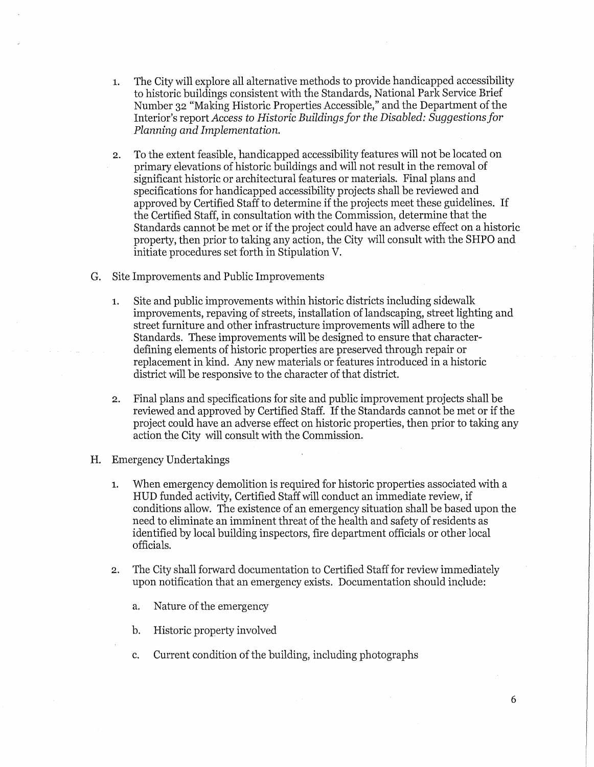1. The City will explore all alternative methods to provide handicapped accessibility to historic buildings consistent with the Standards, National Park Service Brief Number 32 "Making Historic Properties Accessible," and the Department of the Interior's report *Access to Historic Buildings for the Disabled: Suggestions for Planning and Implementation.*

2. To the extent feasible, handicapped accessibility features will not be located on primary elevations of historic buildings and will not result in the removal of significant historic or architectural features or materials. Final plans and specifications for handicapped accessibility projects shall be reviewed and approved by Certified Staff to determine if the projects meet these guidelines. If the Certified Staff, in consultation with the Commission, determine that the Standards cannot be met or if the project could have an adverse effect on a historic property, then prior to taking any action, the City will consult with the SHPO and initiate procedures set forth in Stipulation V.

G. Site Improvements and Public Improvements

1. Site and public improvements within historic districts including sidewalk improvements, repaving of streets, installation of landscaping, street lighting and street furniture and other infrastructure improvements will adhere to the Standards. These improvements will be designed to ensure that character-defining elements of historic properties are preserved through repair or replacement in kind. Any new materials or features introduced in a historic district will be responsive to the character of that district.

2. Final plans and specifications for site and public improvement projects shall be reviewed and approved by Certified Staff. If the Standards cannot be met or if the project could have an adverse effect on historic properties, then prior to taking any action the City will consult with the Commission.

H. Emergency Undertakings

1. When emergency demolition is required for historic properties associated with a HUD funded activity, Certified Staff will conduct an immediate review, if conditions allow. The existence of an emergency situation shall be based upon the need to eliminate an imminent threat of the health and safety of residents as identified by local building inspectors, fire department officials or other local officials.

2. The City shall forward documentation to Certified Staff for review immediately upon notification that an emergency exists. Documentation should include:

   a. Nature of the emergency

   b. Historic property involved

   c. Current condition of the building, including photographs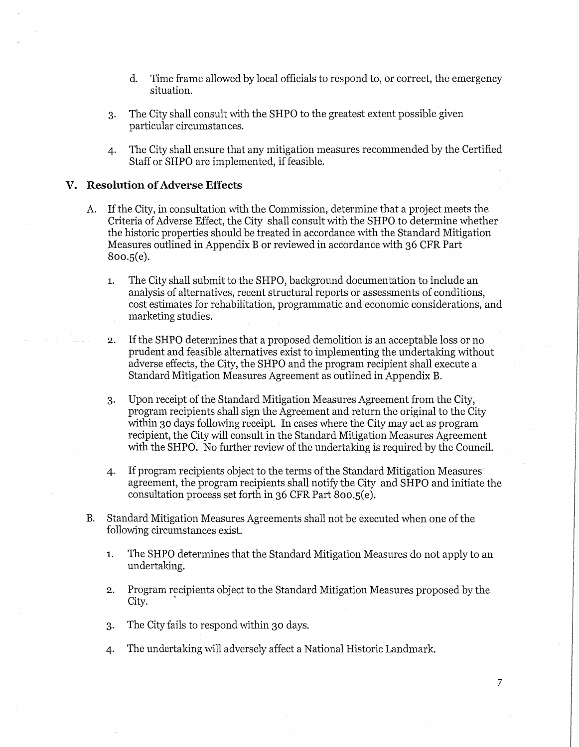d. Time frame allowed by local officials to respond to, or correct, the emergency situation.

3. The City shall consult with the SHPO to the greatest extent possible given particular circumstances.

4. The City shall ensure that any mitigation measures recommended by the Certified Staff or SHPO are implemented, if feasible.

## V. Resolution of Adverse Effects

A. If the City, in consultation with the Commission, determine that a project meets the Criteria of Adverse Effect, the City shall consult with the SHPO to determine whether the historic properties should be treated in accordance with the Standard Mitigation Measures outlined in Appendix B or reviewed in accordance with 36 CFR Part 800.5(e).

   1. The City shall submit to the SHPO, background documentation to include an analysis of alternatives, recent structural reports or assessments of conditions, cost estimates for rehabilitation, programmatic and economic considerations, and marketing studies.

   2. If the SHPO determines that a proposed demolition is an acceptable loss or no prudent and feasible alternatives exist to implementing the undertaking without adverse effects, the City, the SHPO and the program recipient shall execute a Standard Mitigation Measures Agreement as outlined in Appendix B.

   3. Upon receipt of the Standard Mitigation Measures Agreement from the City, program recipients shall sign the Agreement and return the original to the City within 30 days following receipt. In cases where the City may act as program recipient, the City will consult in the Standard Mitigation Measures Agreement with the SHPO. No further review of the undertaking is required by the Council.

   4. If program recipients object to the terms of the Standard Mitigation Measures agreement, the program recipients shall notify the City and SHPO and initiate the consultation process set forth in 36 CFR Part 800.5(e).

B. Standard Mitigation Measures Agreements shall not be executed when one of the following circumstances exist.

   1. The SHPO determines that the Standard Mitigation Measures do not apply to an undertaking.

   2. Program recipients object to the Standard Mitigation Measures proposed by the City.

   3. The City fails to respond within 30 days.

   4. The undertaking will adversely affect a National Historic Landmark.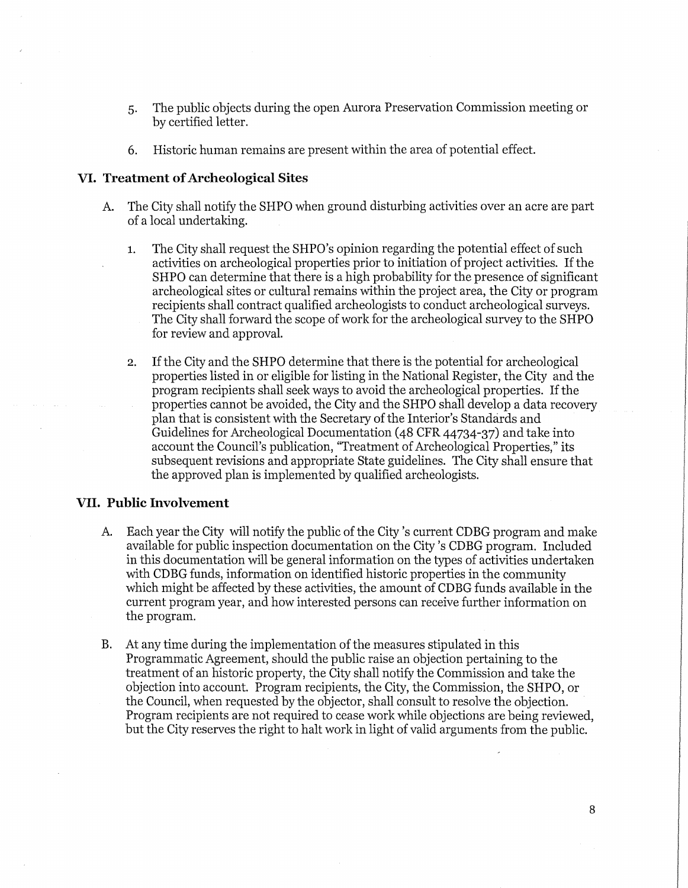5. The public objects during the open Aurora Preservation Commission meeting or by certified letter.

6. Historic human remains are present within the area of potential effect.

### VI. Treatment of Archeological Sites

A. The City shall notify the SHPO when ground disturbing activities over an acre are part of a local undertaking.

   1. The City shall request the SHPO's opinion regarding the potential effect of such activities on archeological properties prior to initiation of project activities. If the SHPO can determine that there is a high probability for the presence of significant archeological sites or cultural remains within the project area, the City or program recipients shall contract qualified archeologists to conduct archeological surveys. The City shall forward the scope of work for the archeological survey to the SHPO for review and approval.

   2. If the City and the SHPO determine that there is the potential for archeological properties listed in or eligible for listing in the National Register, the City and the program recipients shall seek ways to avoid the archeological properties. If the properties cannot be avoided, the City and the SHPO shall develop a data recovery plan that is consistent with the Secretary of the Interior's Standards and Guidelines for Archeological Documentation (48 CFR 44734-37) and take into account the Council's publication, "Treatment of Archeological Properties," its subsequent revisions and appropriate State guidelines. The City shall ensure that the approved plan is implemented by qualified archeologists.

### VII. Public Involvement

A. Each year the City will notify the public of the City 's current CDBG program and make available for public inspection documentation on the City 's CDBG program. Included in this documentation will be general information on the types of activities undertaken with CDBG funds, information on identified historic properties in the community which might be affected by these activities, the amount of CDBG funds available in the current program year, and how interested persons can receive further information on the program.

B. At any time during the implementation of the measures stipulated in this Programmatic Agreement, should the public raise an objection pertaining to the treatment of an historic property, the City shall notify the Commission and take the objection into account. Program recipients, the City, the Commission, the SHPO, or the Council, when requested by the objector, shall consult to resolve the objection. Program recipients are not required to cease work while objections are being reviewed, but the City reserves the right to halt work in light of valid arguments from the public.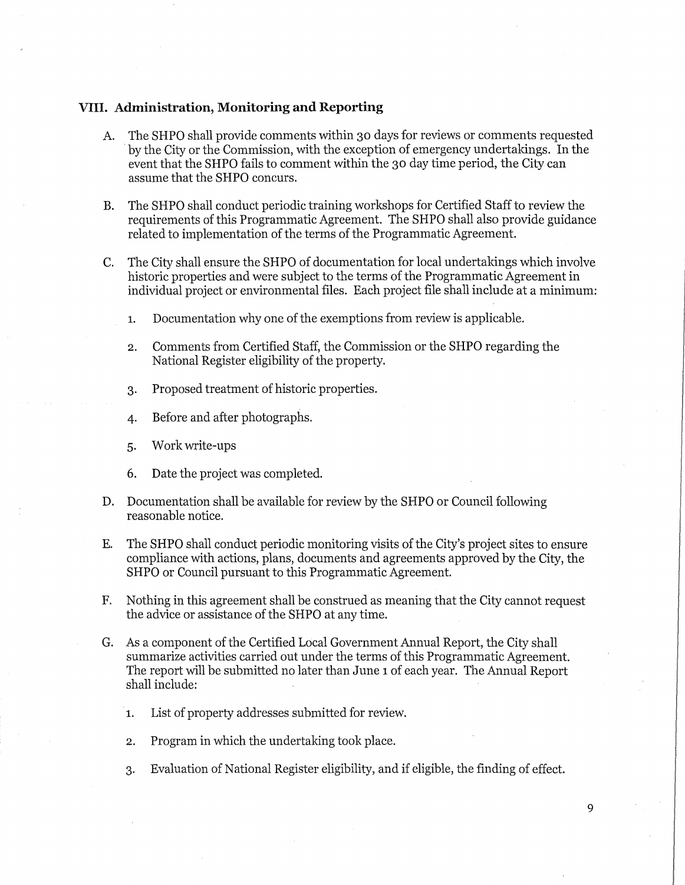## VIII. Administration, Monitoring and Reporting

A. The SHPO shall provide comments within 30 days for reviews or comments requested by the City or the Commission, with the exception of emergency undertakings. In the event that the SHPO fails to comment within the 30 day time period, the City can assume that the SHPO concurs.

B. The SHPO shall conduct periodic training workshops for Certified Staff to review the requirements of this Programmatic Agreement. The SHPO shall also provide guidance related to implementation of the terms of the Programmatic Agreement.

C. The City shall ensure the SHPO of documentation for local undertakings which involve historic properties and were subject to the terms of the Programmatic Agreement in individual project or environmental files. Each project file shall include at a minimum:

   1. Documentation why one of the exemptions from review is applicable.

   2. Comments from Certified Staff, the Commission or the SHPO regarding the National Register eligibility of the property.

   3. Proposed treatment of historic properties.

   4. Before and after photographs.

   5. Work write-ups

   6. Date the project was completed.

D. Documentation shall be available for review by the SHPO or Council following reasonable notice.

E. The SHPO shall conduct periodic monitoring visits of the City's project sites to ensure compliance with actions, plans, documents and agreements approved by the City, the SHPO or Council pursuant to this Programmatic Agreement.

F. Nothing in this agreement shall be construed as meaning that the City cannot request the advice or assistance of the SHPO at any time.

G. As a component of the Certified Local Government Annual Report, the City shall summarize activities carried out under the terms of this Programmatic Agreement. The report will be submitted no later than June 1 of each year. The Annual Report shall include:

   1. List of property addresses submitted for review.

   2. Program in which the undertaking took place.

   3. Evaluation of National Register eligibility, and if eligible, the finding of effect.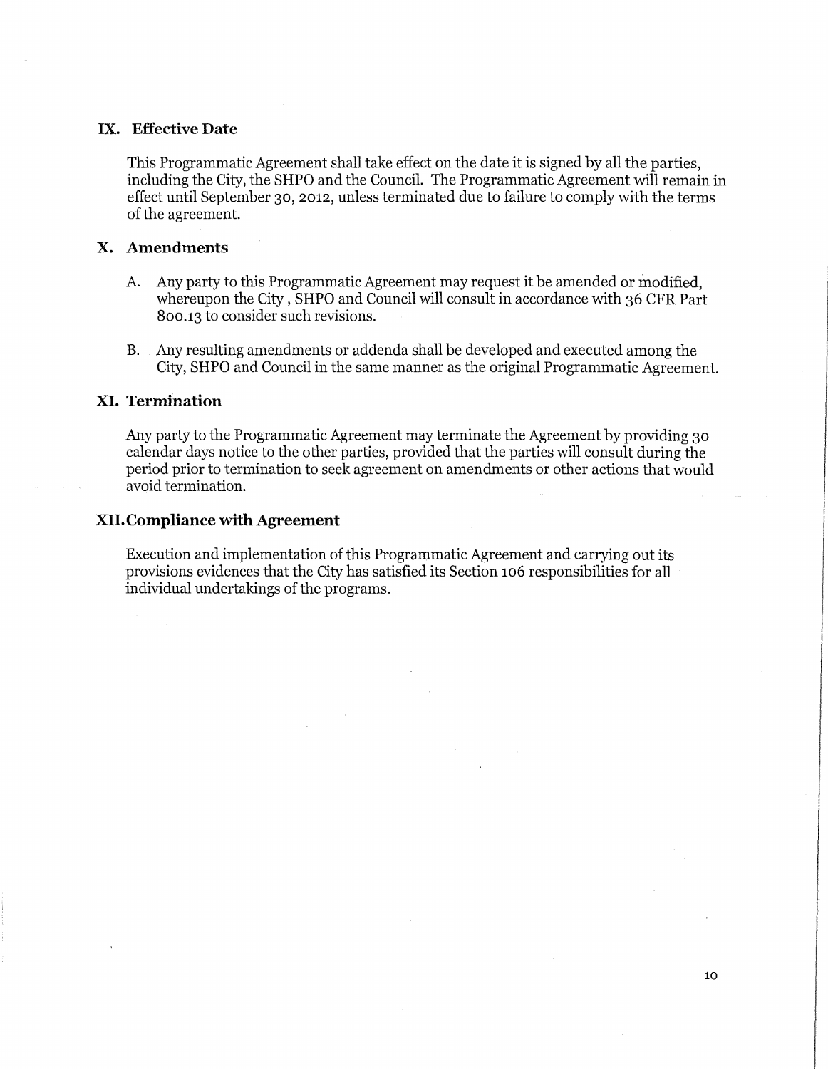## IX. Effective Date

This Programmatic Agreement shall take effect on the date it is signed by all the parties, including the City, the SHPO and the Council. The Programmatic Agreement will remain in effect until September 30, 2012, unless terminated due to failure to comply with the terms of the agreement.

## X. Amendments

A. Any party to this Programmatic Agreement may request it be amended or modified, whereupon the City , SHPO and Council will consult in accordance with 36 CFR Part 800.13 to consider such revisions.

B. Any resulting amendments or addenda shall be developed and executed among the City, SHPO and Council in the same manner as the original Programmatic Agreement.

## XI. Termination

Any party to the Programmatic Agreement may terminate the Agreement by providing 30 calendar days notice to the other parties, provided that the parties will consult during the period prior to termination to seek agreement on amendments or other actions that would avoid termination.

## XII. Compliance with Agreement

Execution and implementation of this Programmatic Agreement and carrying out its provisions evidences that the City has satisfied its Section 106 responsibilities for all individual undertakings of the programs.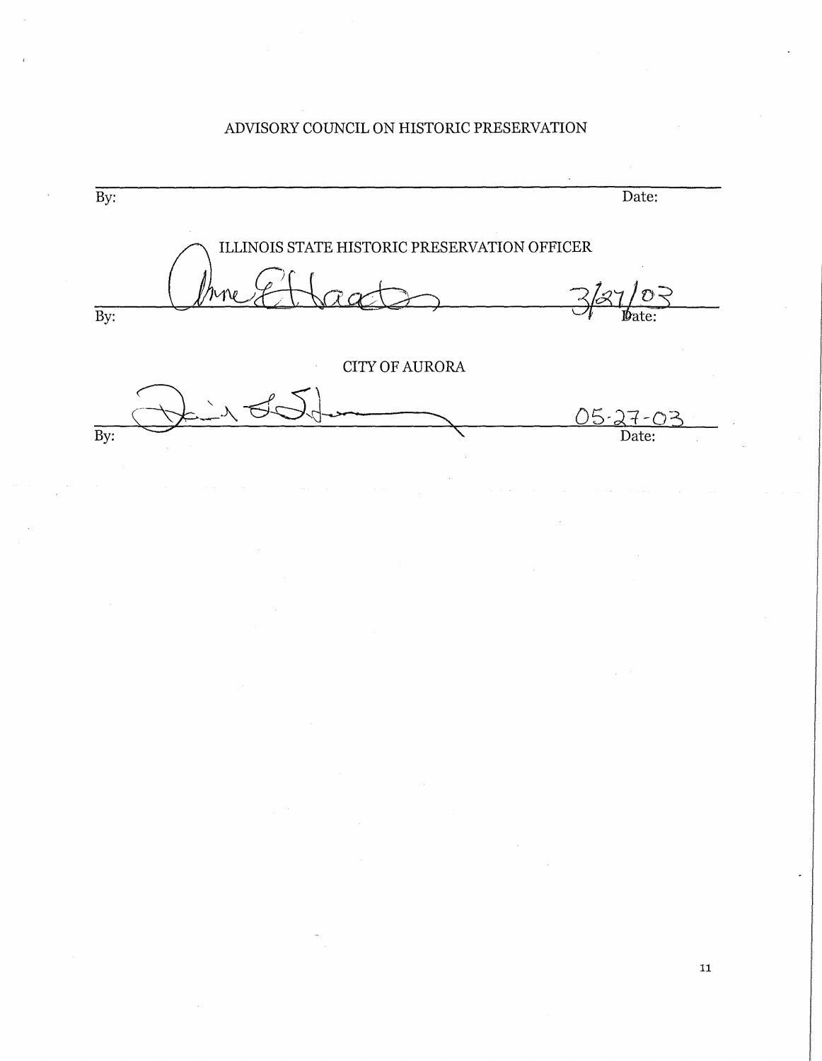ADVISORY COUNCIL ON HISTORIC PRESERVATION

By: ______________________________ Date: __________

ILLINOIS STATE HISTORIC PRESERVATION OFFICER

By: ______________________________ Date: 3/27/03

CITY OF AURORA

By: ______________________________ Date: 05-27-03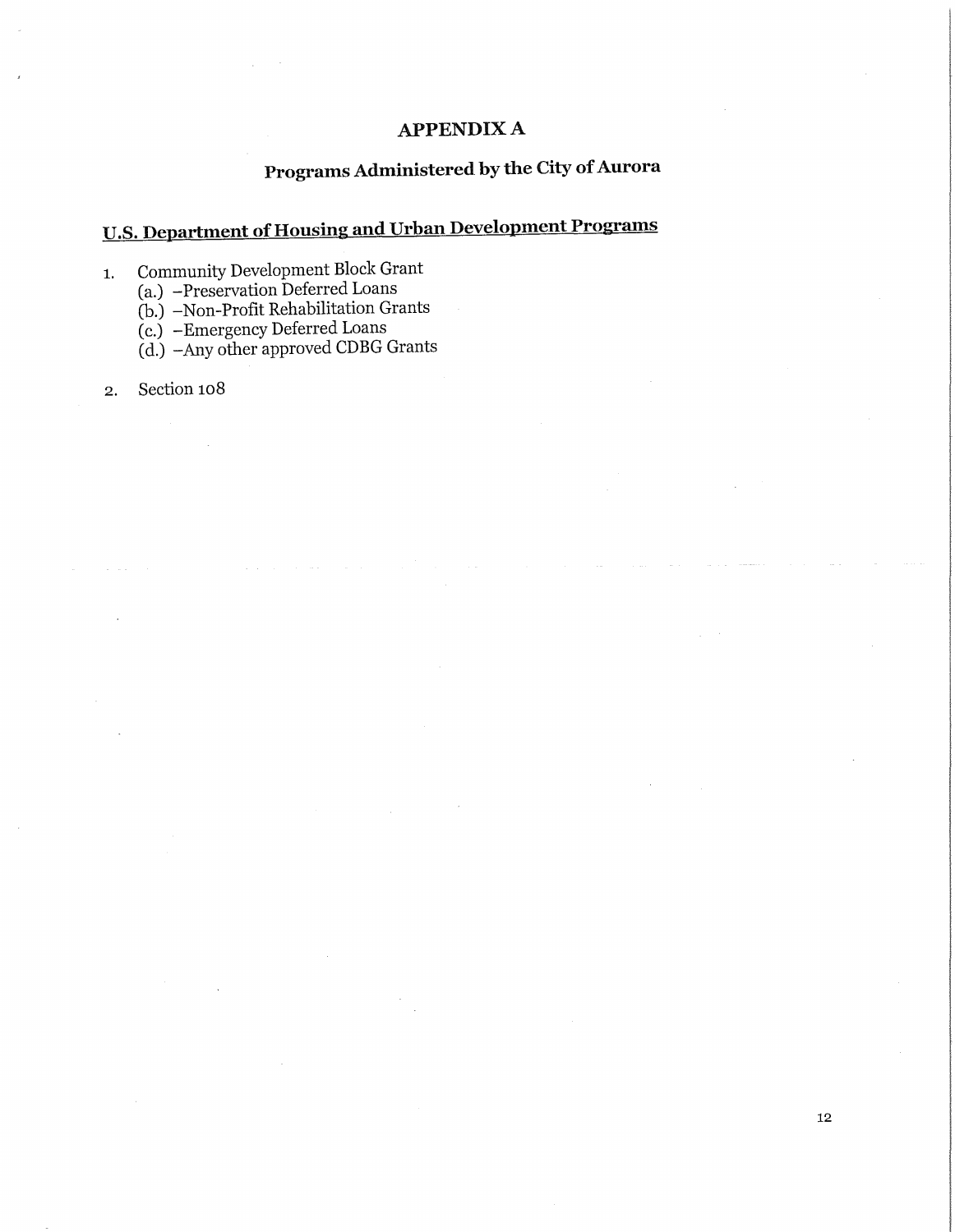# APPENDIX A

## Programs Administered by the City of Aurora

### U.S. Department of Housing and Urban Development Programs

1. Community Development Block Grant
   (a.) –Preservation Deferred Loans
   (b.) –Non-Profit Rehabilitation Grants
   (c.) –Emergency Deferred Loans
   (d.) –Any other approved CDBG Grants

2. Section 108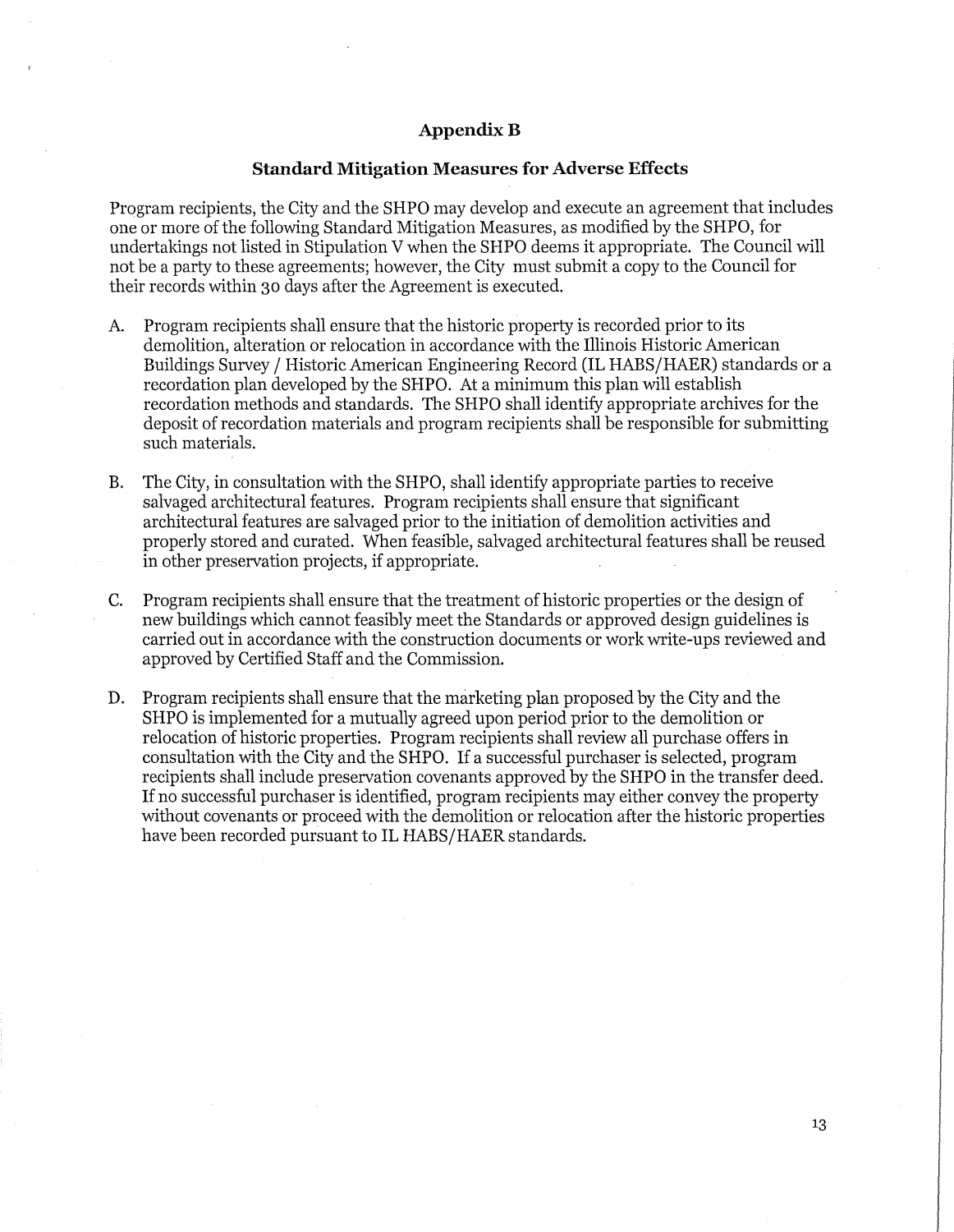## Appendix B

### Standard Mitigation Measures for Adverse Effects

Program recipients, the City and the SHPO may develop and execute an agreement that includes one or more of the following Standard Mitigation Measures, as modified by the SHPO, for undertakings not listed in Stipulation V when the SHPO deems it appropriate. The Council will not be a party to these agreements; however, the City must submit a copy to the Council for their records within 30 days after the Agreement is executed.

A. Program recipients shall ensure that the historic property is recorded prior to its demolition, alteration or relocation in accordance with the Illinois Historic American Buildings Survey / Historic American Engineering Record (IL HABS/HAER) standards or a recordation plan developed by the SHPO. At a minimum this plan will establish recordation methods and standards. The SHPO shall identify appropriate archives for the deposit of recordation materials and program recipients shall be responsible for submitting such materials.

B. The City, in consultation with the SHPO, shall identify appropriate parties to receive salvaged architectural features. Program recipients shall ensure that significant architectural features are salvaged prior to the initiation of demolition activities and properly stored and curated. When feasible, salvaged architectural features shall be reused in other preservation projects, if appropriate.

C. Program recipients shall ensure that the treatment of historic properties or the design of new buildings which cannot feasibly meet the Standards or approved design guidelines is carried out in accordance with the construction documents or work write-ups reviewed and approved by Certified Staff and the Commission.

D. Program recipients shall ensure that the marketing plan proposed by the City and the SHPO is implemented for a mutually agreed upon period prior to the demolition or relocation of historic properties. Program recipients shall review all purchase offers in consultation with the City and the SHPO. If a successful purchaser is selected, program recipients shall include preservation covenants approved by the SHPO in the transfer deed. If no successful purchaser is identified, program recipients may either convey the property without covenants or proceed with the demolition or relocation after the historic properties have been recorded pursuant to IL HABS/HAER standards.